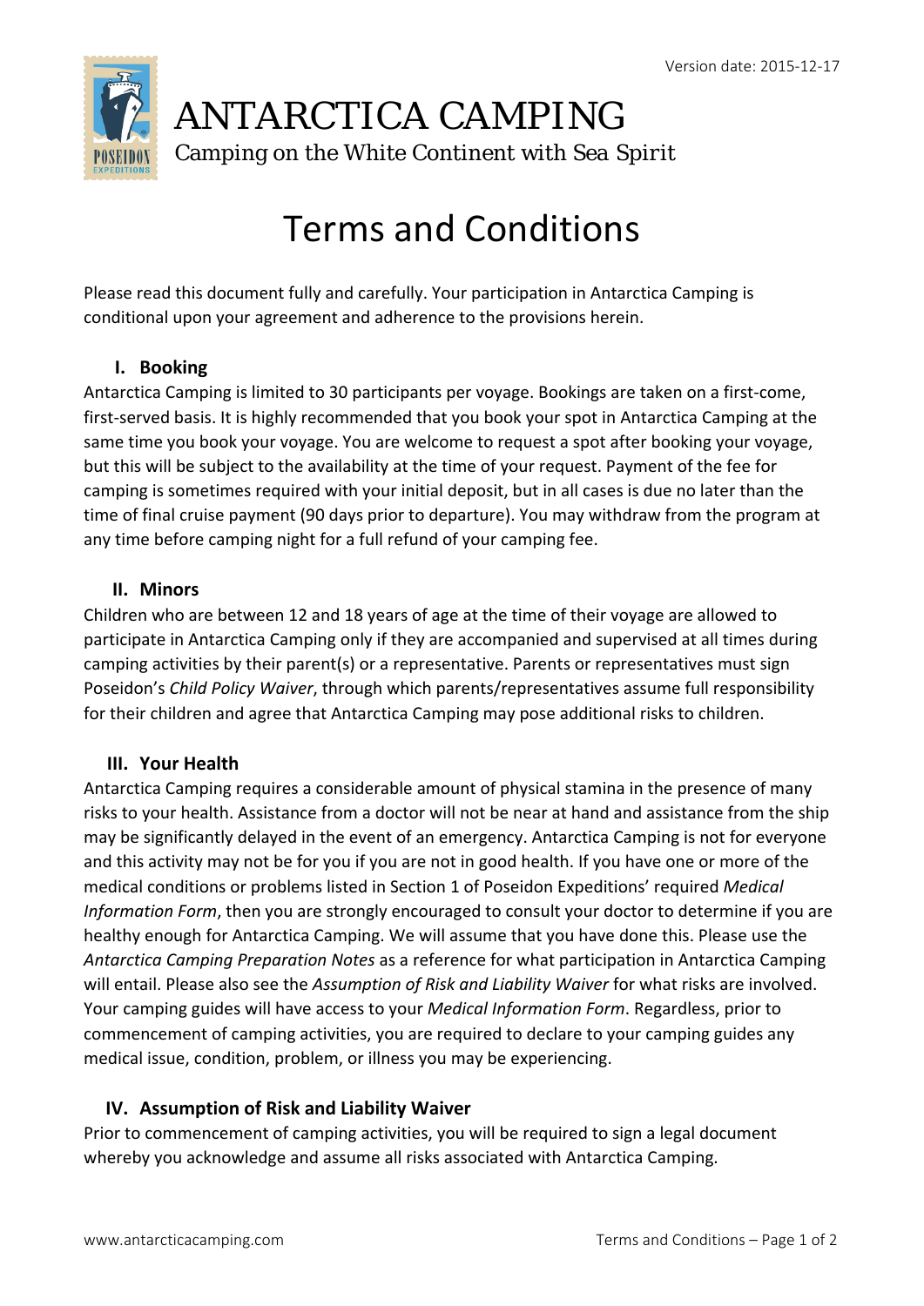Version date: 2015-12-17

# ANTARCTICA CAMPING

Camping on the White Continent with Sea Spirit

# Terms and Conditions

Please read this document fully and carefully. Your participation in Antarctica Camping is conditional upon your agreement and adherence to the provisions herein.

## I. Booking

Antarctica Camping is limited to 30 participants per voyage. Bookings are taken on a first-come, first-served basis. It is highly recommended that you book your spot in Antarctica Camping at the same time you book your voyage. You are welcome to request a spot after booking your voyage, but this will be subject to the availability at the time of your request. Payment of the fee for camping is sometimes required with your initial deposit, but in all cases is due no later than the time of final cruise payment (90 days prior to departure). You may withdraw from the program at any time before camping night for a full refund of your camping fee.

## II. Minors

Children who are between 12 and 18 years of age at the time of their voyage are allowed to participate in Antarctica Camping only if they are accompanied and supervised at all times during camping activities by their parent(s) or a representative. Parents or representatives must sign Poseidon's *Child Policy Waiver*, through which parents/representatives assume full responsibility for their children and agree that Antarctica Camping may pose additional risks to children.

## III. Your Health

Antarctica Camping requires a considerable amount of physical stamina in the presence of many risks to your health. Assistance from a doctor will not be near at hand and assistance from the ship may be significantly delayed in the event of an emergency. Antarctica Camping is not for everyone and this activity may not be for you if you are not in good health. If you have one or more of the medical conditions or problems listed in Section 1 of Poseidon Expeditions' required *Medical Information Form*, then you are strongly encouraged to consult your doctor to determine if you are healthy enough for Antarctica Camping. We will assume that you have done this. Please use the *Antarctica Camping Preparation Notes* as a reference for what participation in Antarctica Camping will entail. Please also see the *Assumption of Risk and Liability Waiver* for what risks are involved. Your camping guides will have access to your *Medical Information Form*. Regardless, prior to commencement of camping activities, you are required to declare to your camping guides any medical issue, condition, problem, or illness you may be experiencing.

## IV. Assumption of Risk and Liability Waiver

Prior to commencement of camping activities, you will be required to sign a legal document whereby you acknowledge and assume all risks associated with Antarctica Camping.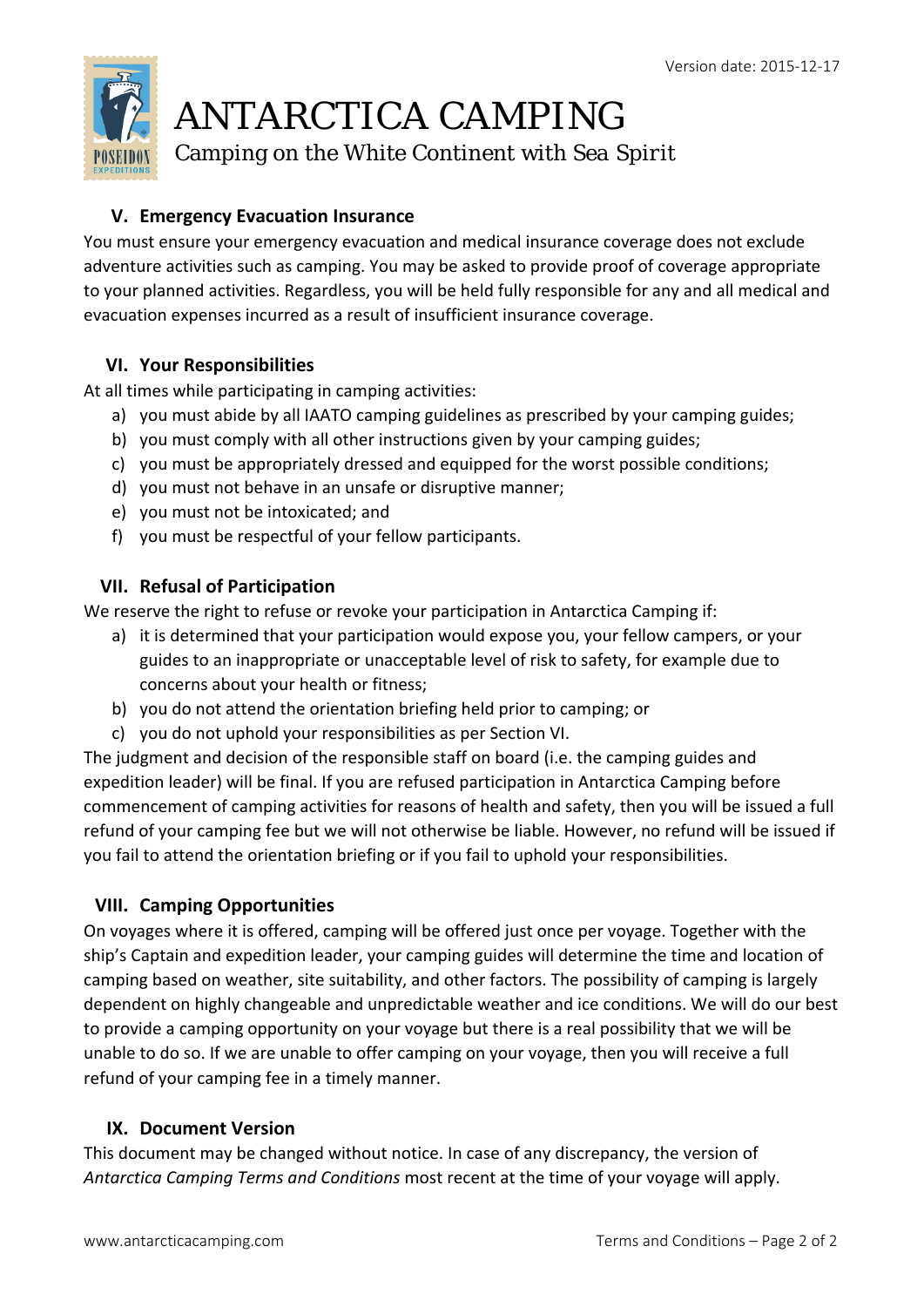Version date: 2015-12-17

# ANTARCTICA CAMPING

Camping on the White Continent with Sea Spirit

## V. Emergency Evacuation Insurance

You must ensure your emergency evacuation and medical insurance coverage does not exclude adventure activities such as camping. You may be asked to provide proof of coverage appropriate to your planned activities. Regardless, you will be held fully responsible for any and all medical and evacuation expenses incurred as a result of insufficient insurance coverage.

## VI. Your Responsibilities

At all times while participating in camping activities:

a) you must abide by all IAATO camping guidelines as prescribed by your camping guides;
b) you must comply with all other instructions given by your camping guides;
c) you must be appropriately dressed and equipped for the worst possible conditions;
d) you must not behave in an unsafe or disruptive manner;
e) you must not be intoxicated; and
f) you must be respectful of your fellow participants.

## VII. Refusal of Participation

We reserve the right to refuse or revoke your participation in Antarctica Camping if:

a) it is determined that your participation would expose you, your fellow campers, or your guides to an inappropriate or unacceptable level of risk to safety, for example due to concerns about your health or fitness;
b) you do not attend the orientation briefing held prior to camping; or
c) you do not uphold your responsibilities as per Section VI.

The judgment and decision of the responsible staff on board (i.e. the camping guides and expedition leader) will be final. If you are refused participation in Antarctica Camping before commencement of camping activities for reasons of health and safety, then you will be issued a full refund of your camping fee but we will not otherwise be liable. However, no refund will be issued if you fail to attend the orientation briefing or if you fail to uphold your responsibilities.

## VIII. Camping Opportunities

On voyages where it is offered, camping will be offered just once per voyage. Together with the ship's Captain and expedition leader, your camping guides will determine the time and location of camping based on weather, site suitability, and other factors. The possibility of camping is largely dependent on highly changeable and unpredictable weather and ice conditions. We will do our best to provide a camping opportunity on your voyage but there is a real possibility that we will be unable to do so. If we are unable to offer camping on your voyage, then you will receive a full refund of your camping fee in a timely manner.

## IX. Document Version

This document may be changed without notice. In case of any discrepancy, the version of *Antarctica Camping Terms and Conditions* most recent at the time of your voyage will apply.

www.antarcticacamping.com